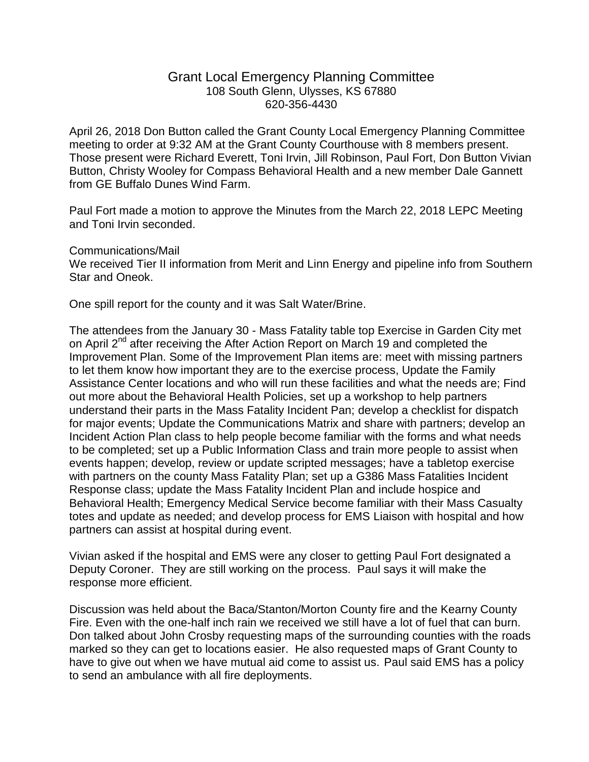# Grant Local Emergency Planning Committee

108 South Glenn, Ulysses, KS 67880
620-356-4430

April 26, 2018 Don Button called the Grant County Local Emergency Planning Committee meeting to order at 9:32 AM at the Grant County Courthouse with 8 members present. Those present were Richard Everett, Toni Irvin, Jill Robinson, Paul Fort, Don Button Vivian Button, Christy Wooley for Compass Behavioral Health and a new member Dale Gannett from GE Buffalo Dunes Wind Farm.

Paul Fort made a motion to approve the Minutes from the March 22, 2018 LEPC Meeting and Toni Irvin seconded.

Communications/Mail
We received Tier II information from Merit and Linn Energy and pipeline info from Southern Star and Oneok.

One spill report for the county and it was Salt Water/Brine.

The attendees from the January 30 - Mass Fatality table top Exercise in Garden City met on April 2nd after receiving the After Action Report on March 19 and completed the Improvement Plan. Some of the Improvement Plan items are: meet with missing partners to let them know how important they are to the exercise process, Update the Family Assistance Center locations and who will run these facilities and what the needs are; Find out more about the Behavioral Health Policies, set up a workshop to help partners understand their parts in the Mass Fatality Incident Pan; develop a checklist for dispatch for major events; Update the Communications Matrix and share with partners; develop an Incident Action Plan class to help people become familiar with the forms and what needs to be completed; set up a Public Information Class and train more people to assist when events happen; develop, review or update scripted messages; have a tabletop exercise with partners on the county Mass Fatality Plan; set up a G386 Mass Fatalities Incident Response class; update the Mass Fatality Incident Plan and include hospice and Behavioral Health; Emergency Medical Service become familiar with their Mass Casualty totes and update as needed; and develop process for EMS Liaison with hospital and how partners can assist at hospital during event.

Vivian asked if the hospital and EMS were any closer to getting Paul Fort designated a Deputy Coroner. They are still working on the process. Paul says it will make the response more efficient.

Discussion was held about the Baca/Stanton/Morton County fire and the Kearny County Fire. Even with the one-half inch rain we received we still have a lot of fuel that can burn. Don talked about John Crosby requesting maps of the surrounding counties with the roads marked so they can get to locations easier. He also requested maps of Grant County to have to give out when we have mutual aid come to assist us. Paul said EMS has a policy to send an ambulance with all fire deployments.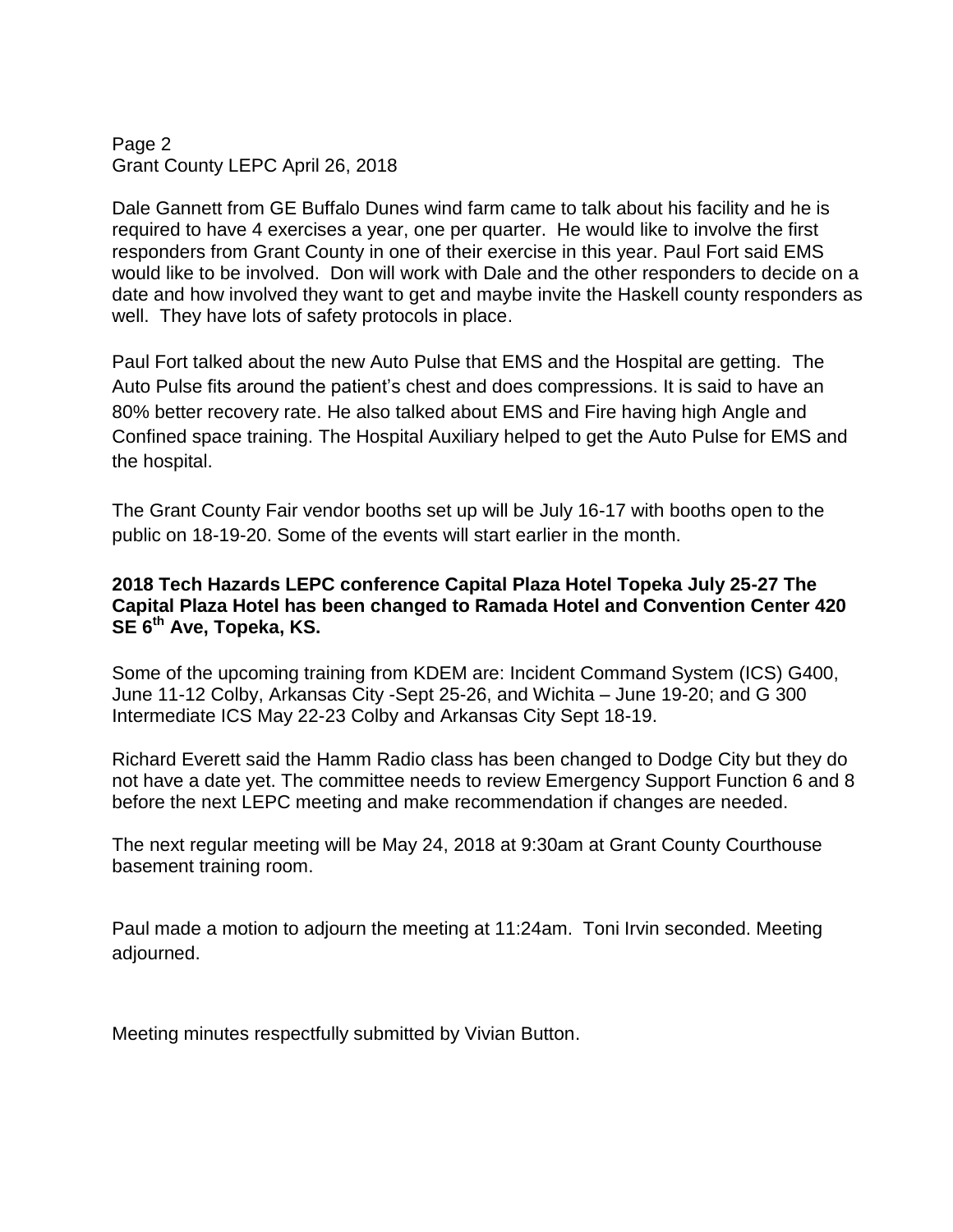Dale Gannett from GE Buffalo Dunes wind farm came to talk about his facility and he is required to have 4 exercises a year, one per quarter. He would like to involve the first responders from Grant County in one of their exercise in this year. Paul Fort said EMS would like to be involved. Don will work with Dale and the other responders to decide on a date and how involved they want to get and maybe invite the Haskell county responders as well. They have lots of safety protocols in place.

Paul Fort talked about the new Auto Pulse that EMS and the Hospital are getting. The Auto Pulse fits around the patient's chest and does compressions. It is said to have an 80% better recovery rate. He also talked about EMS and Fire having high Angle and Confined space training. The Hospital Auxiliary helped to get the Auto Pulse for EMS and the hospital.

The Grant County Fair vendor booths set up will be July 16-17 with booths open to the public on 18-19-20. Some of the events will start earlier in the month.

**2018 Tech Hazards LEPC conference Capital Plaza Hotel Topeka July 25-27 The Capital Plaza Hotel has been changed to Ramada Hotel and Convention Center 420 SE 6th Ave, Topeka, KS.**

Some of the upcoming training from KDEM are: Incident Command System (ICS) G400, June 11-12 Colby, Arkansas City -Sept 25-26, and Wichita – June 19-20; and G 300 Intermediate ICS May 22-23 Colby and Arkansas City Sept 18-19.

Richard Everett said the Hamm Radio class has been changed to Dodge City but they do not have a date yet. The committee needs to review Emergency Support Function 6 and 8 before the next LEPC meeting and make recommendation if changes are needed.

The next regular meeting will be May 24, 2018 at 9:30am at Grant County Courthouse basement training room.

Paul made a motion to adjourn the meeting at 11:24am. Toni Irvin seconded. Meeting adjourned.

Meeting minutes respectfully submitted by Vivian Button.